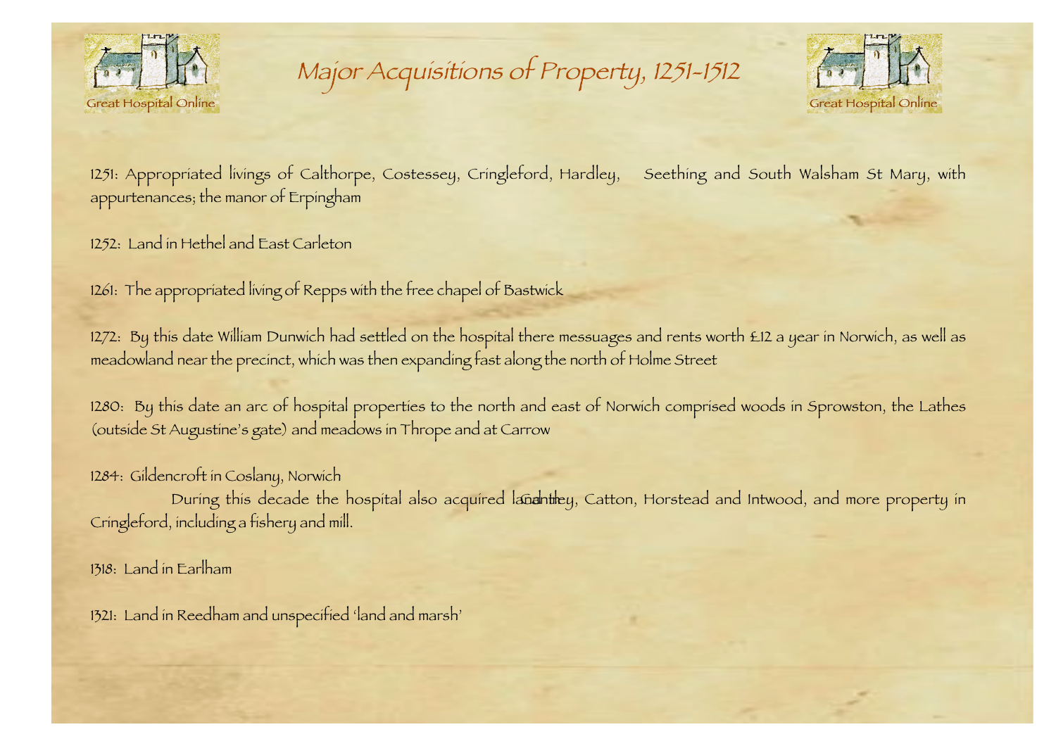# *Major Acquisitions of Property, 1251-1512*

1251: Appropriated livings of Calthorpe, Costessey, Cringleford, Hardley, Seething and South Walsham St Mary, with appurtenances; the manor of Erpingham

1252: Land in Hethel and East Carleton

1261: The appropriated living of Repps with the free chapel of Bastwick

1272: By this date William Dunwich had settled on the hospital there messuages and rents worth £12 a year in Norwich, as well as meadowland near the precinct, which was then expanding fast along the north of Holme Street

1280: By this date an arc of hospital properties to the north and east of Norwich comprised woods in Sprowston, the Lathes (outside St Augustine's gate) and meadows in Thrope and at Carrow

1284: Gildencroft in Coslany, Norwich

During this decade the hospital also acquired land in Cantley, Catton, Horstead and Intwood, and more property in Cringleford, including a fishery and mill.

1318: Land in Earlham

1321: Land in Reedham and unspecified 'land and marsh'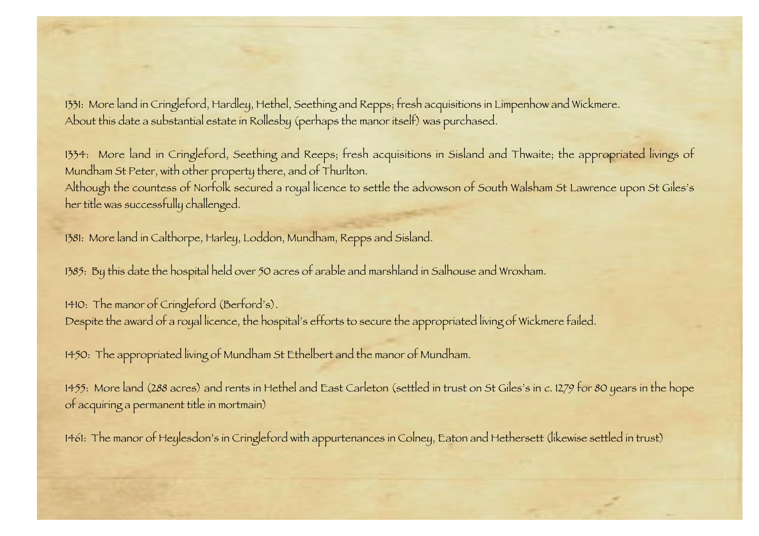1331: More land in Cringleford, Hardley, Hethel, Seething and Repps; fresh acquisitions in Limpenhow and Wickmere.
About this date a substantial estate in Rollesby (perhaps the manor itself) was purchased.

1334: More land in Cringleford, Seething and Reeps; fresh acquisitions in Sisland and Thwaite; the appropriated livings of Mundham St Peter, with other property there, and of Thurlton.
Although the countess of Norfolk secured a royal licence to settle the advowson of South Walsham St Lawrence upon St Giles's her title was successfully challenged.

1381: More land in Calthorpe, Harley, Loddon, Mundham, Repps and Sisland.

1385: By this date the hospital held over 50 acres of arable and marshland in Salhouse and Wroxham.

1410: The manor of Cringleford (Berford's).
Despite the award of a royal licence, the hospital's efforts to secure the appropriated living of Wickmere failed.

1450: The appropriated living of Mundham St Ethelbert and the manor of Mundham.

1455: More land (288 acres) and rents in Hethel and East Carleton (settled in trust on St Giles's in *c.* 1279 for 80 years in the hope of acquiring a permanent title in mortmain)

1461: The manor of Heylesdon's in Cringleford with appurtenances in Colney, Eaton and Hethersett (likewise settled in trust)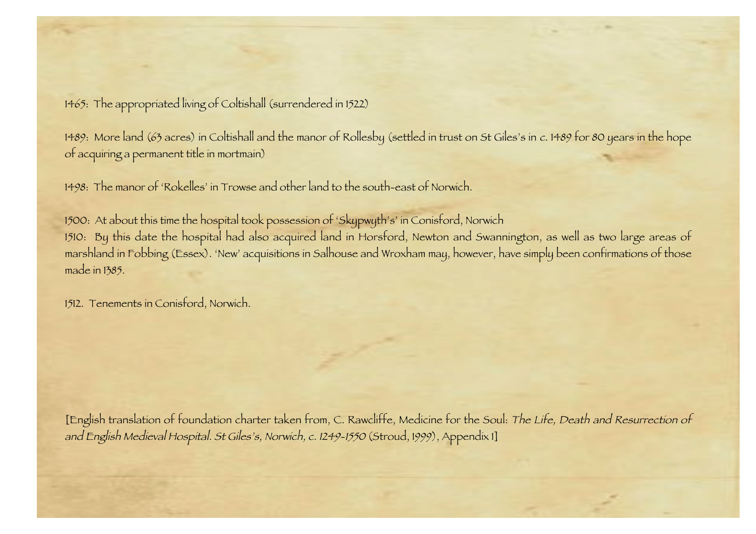1465: The appropriated living of Coltishall (surrendered in 1522)

1489: More land (63 acres) in Coltishall and the manor of Rollesby (settled in trust on St Giles's in c. 1489 for 80 years in the hope of acquiring a permanent title in mortmain)

1498: The manor of 'Rokelles' in Trowse and other land to the south-east of Norwich.

1500: At about this time the hospital took possession of 'Skypwyth's' in Conisford, Norwich

1510: By this date the hospital had also acquired land in Horsford, Newton and Swannington, as well as two large areas of marshland in Fobbing (Essex). 'New' acquisitions in Salhouse and Wroxham may, however, have simply been confirmations of those made in 1385.

1512. Tenements in Conisford, Norwich.

[English translation of foundation charter taken from, C. Rawcliffe, Medicine for the Soul: *The Life, Death and Resurrection of and English Medieval Hospital. St Giles's, Norwich, c. 1249-1550* (Stroud, 1999), Appendix 1]